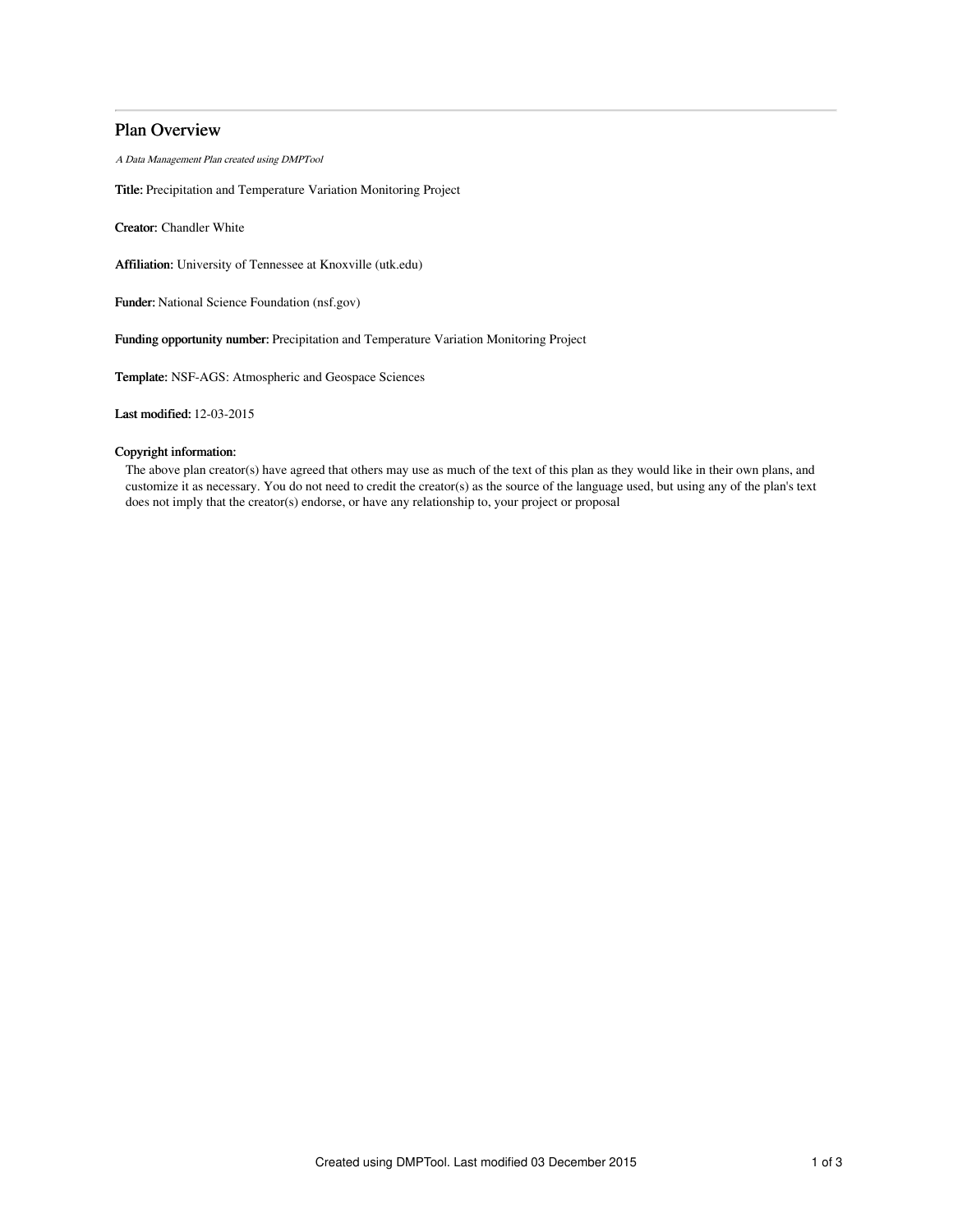# Plan Overview

*A Data Management Plan created using DMPTool*

**Title:** Precipitation and Temperature Variation Monitoring Project

**Creator:** Chandler White

**Affiliation:** University of Tennessee at Knoxville (utk.edu)

**Funder:** National Science Foundation (nsf.gov)

**Funding opportunity number:** Precipitation and Temperature Variation Monitoring Project

**Template:** NSF-AGS: Atmospheric and Geospace Sciences

**Last modified:** 12-03-2015

**Copyright information:**

The above plan creator(s) have agreed that others may use as much of the text of this plan as they would like in their own plans, and customize it as necessary. You do not need to credit the creator(s) as the source of the language used, but using any of the plan's text does not imply that the creator(s) endorse, or have any relationship to, your project or proposal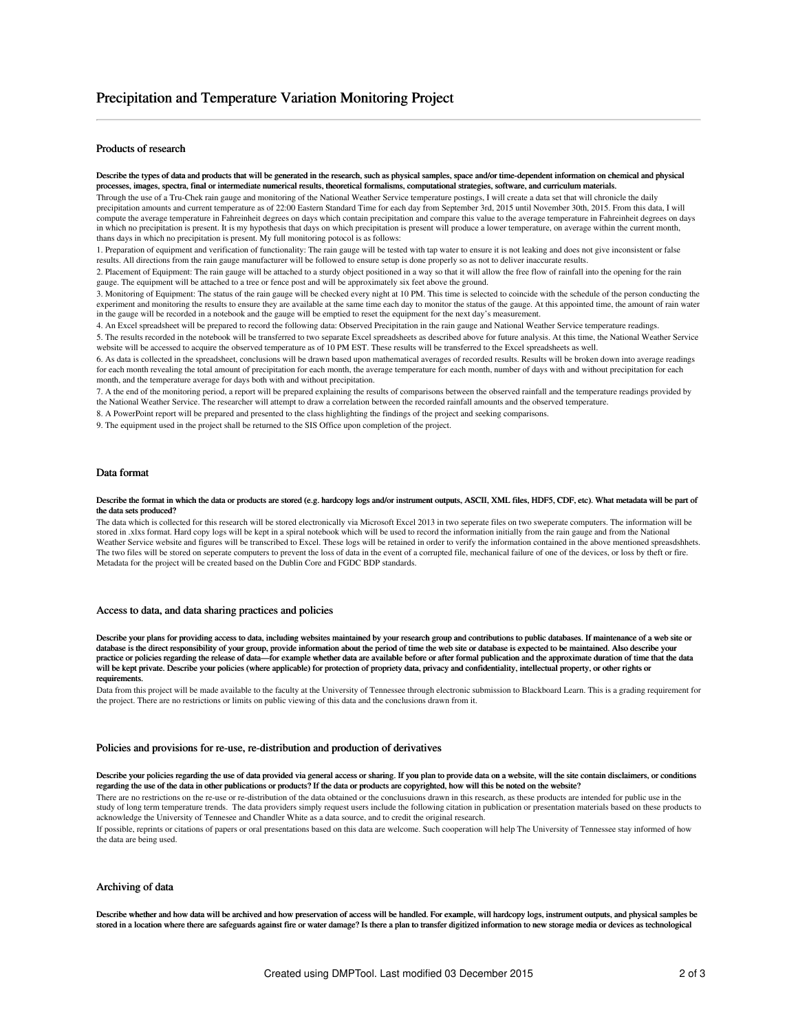# Precipitation and Temperature Variation Monitoring Project

## Products of research

**Describe the types of data and products that will be generated in the research, such as physical samples, space and/or time-dependent information on chemical and physical processes, images, spectra, final or intermediate numerical results, theoretical formalisms, computational strategies, software, and curriculum materials.**

Through the use of a Tru-Chek rain gauge and monitoring of the National Weather Service temperature postings, I will create a data set that will chronicle the daily precipitation amounts and current temperature as of 22:00 Eastern Standard Time for each day from September 3rd, 2015 until November 30th, 2015. From this data, I will compute the average temperature in Fahreinheit degrees on days which contain precipitation and compare this value to the average temperature in Fahreinheit degrees on days in which no precipitation is present. It is my hypothesis that days on which precipitation is present will produce a lower temperature, on average within the current month, thans days in which no precipitation is present. My full monitoring potocol is as follows:

1. Preparation of equipment and verification of functionality: The rain gauge will be tested with tap water to ensure it is not leaking and does not give inconsistent or false results. All directions from the rain gauge manufacturer will be followed to ensure setup is done properly so as not to deliver inaccurate results.
2. Placement of Equipment: The rain gauge will be attached to a sturdy object positioned in a way so that it will allow the free flow of rainfall into the opening for the rain gauge. The equipment will be attached to a tree or fence post and will be approximately six feet above the ground.
3. Monitoring of Equipment: The status of the rain gauge will be checked every night at 10 PM. This time is selected to coincide with the schedule of the person conducting the experiment and monitoring the results to ensure they are available at the same time each day to monitor the status of the gauge. At this appointed time, the amount of rain water in the gauge will be recorded in a notebook and the gauge will be emptied to reset the equipment for the next day's measurement.
4. An Excel spreadsheet will be prepared to record the following data: Observed Precipitation in the rain gauge and National Weather Service temperature readings.
5. The results recorded in the notebook will be transferred to two separate Excel spreadsheets as described above for future analysis. At this time, the National Weather Service website will be accessed to acquire the observed temperature as of 10 PM EST. These results will be transferred to the Excel spreadsheets as well.
6. As data is collected in the spreadsheet, conclusions will be drawn based upon mathematical averages of recorded results. Results will be broken down into average readings for each month revealing the total amount of precipitation for each month, the average temperature for each month, number of days with and without precipitation for each month, and the temperature average for days both with and without precipitation.
7. A the end of the monitoring period, a report will be prepared explaining the results of comparisons between the observed rainfall and the temperature readings provided by the National Weather Service. The researcher will attempt to draw a correlation between the recorded rainfall amounts and the observed temperature.
8. A PowerPoint report will be prepared and presented to the class highlighting the findings of the project and seeking comparisons.
9. The equipment used in the project shall be returned to the SIS Office upon completion of the project.

## Data format

**Describe the format in which the data or products are stored (e.g. hardcopy logs and/or instrument outputs, ASCII, XML files, HDF5, CDF, etc). What metadata will be part of the data sets produced?**

The data which is collected for this research will be stored electronically via Microsoft Excel 2013 in two seperate files on two sweperate computers. The information will be stored in .xlxs format. Hard copy logs will be kept in a spiral notebook which will be used to record the information initially from the rain gauge and from the National Weather Service website and figures will be transcribed to Excel. These logs will be retained in order to verify the information contained in the above mentioned spreasdshhets. The two files will be stored on seperate computers to prevent the loss of data in the event of a corrupted file, mechanical failure of one of the devices, or loss by theft or fire. Metadata for the project will be created based on the Dublin Core and FGDC BDP standards.

## Access to data, and data sharing practices and policies

**Describe your plans for providing access to data, including websites maintained by your research group and contributions to public databases. If maintenance of a web site or database is the direct responsibility of your group, provide information about the period of time the web site or database is expected to be maintained. Also describe your practice or policies regarding the release of data—for example whether data are available before or after formal publication and the approximate duration of time that the data will be kept private. Describe your policies (where applicable) for protection of propriety data, privacy and confidentiality, intellectual property, or other rights or requirements.**

Data from this project will be made available to the faculty at the University of Tennessee through electronic submission to Blackboard Learn. This is a grading requirement for the project. There are no restrictions or limits on public viewing of this data and the conclusions drawn from it.

## Policies and provisions for re-use, re-distribution and production of derivatives

**Describe your policies regarding the use of data provided via general access or sharing. If you plan to provide data on a website, will the site contain disclaimers, or conditions regarding the use of the data in other publications or products? If the data or products are copyrighted, how will this be noted on the website?**

There are no restrictions on the re-use or re-distribution of the data obtained or the conclusuions drawn in this research, as these products are intended for public use in the study of long term temperature trends. The data providers simply request users include the following citation in publication or presentation materials based on these products to acknowledge the University of Tennesee and Chandler White as a data source, and to credit the original research.

If possible, reprints or citations of papers or oral presentations based on this data are welcome. Such cooperation will help The University of Tennessee stay informed of how the data are being used.

## Archiving of data

**Describe whether and how data will be archived and how preservation of access will be handled. For example, will hardcopy logs, instrument outputs, and physical samples be stored in a location where there are safeguards against fire or water damage? Is there a plan to transfer digitized information to new storage media or devices as technological**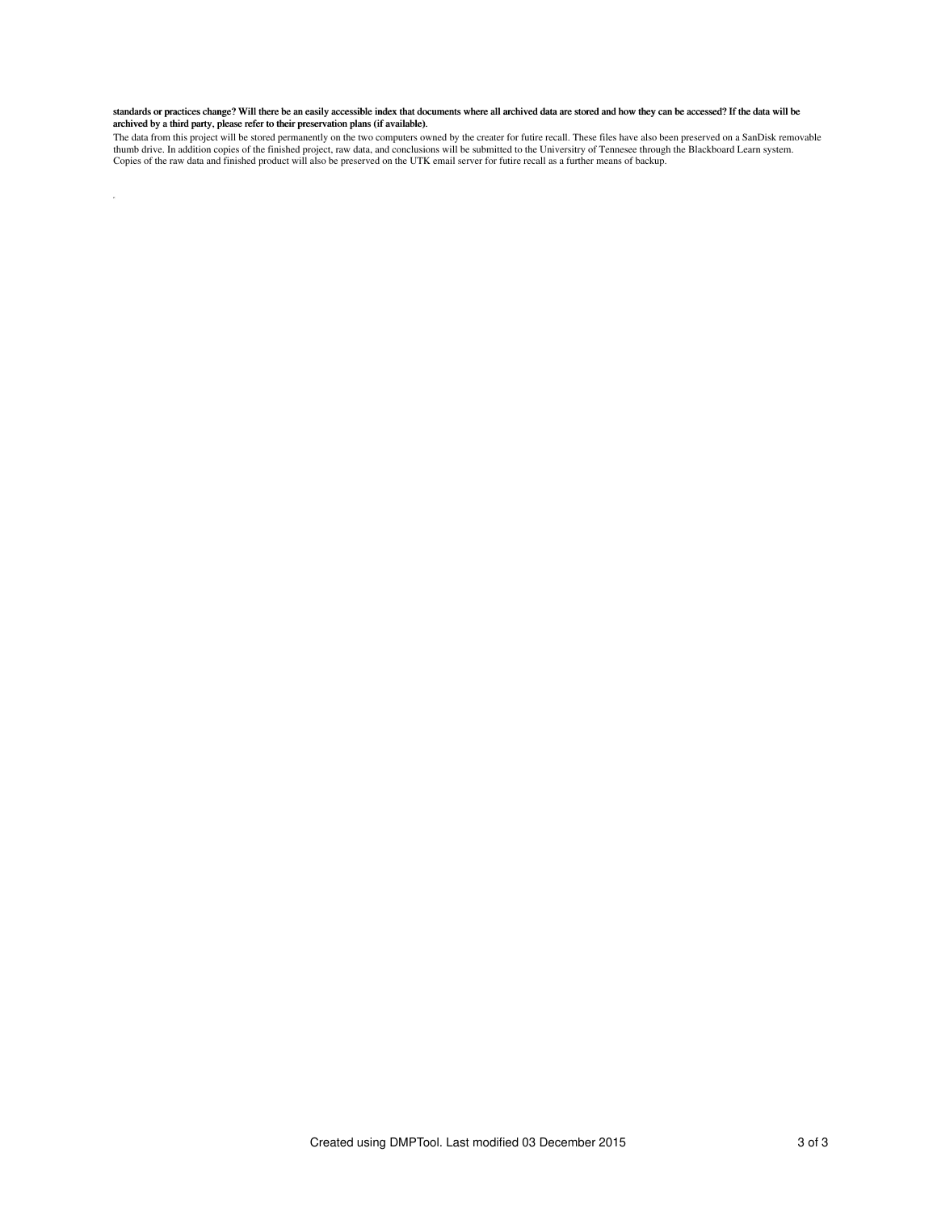**standards or practices change? Will there be an easily accessible index that documents where all archived data are stored and how they can be accessed? If the data will be archived by a third party, please refer to their preservation plans (if available).**

The data from this project will be stored permanently on the two computers owned by the creater for futire recall. These files have also been preserved on a SanDisk removable thumb drive. In addition copies of the finished project, raw data, and conclusions will be submitted to the Universitry of Tennesee through the Blackboard Learn system. Copies of the raw data and finished product will also be preserved on the UTK email server for futire recall as a further means of backup.

.